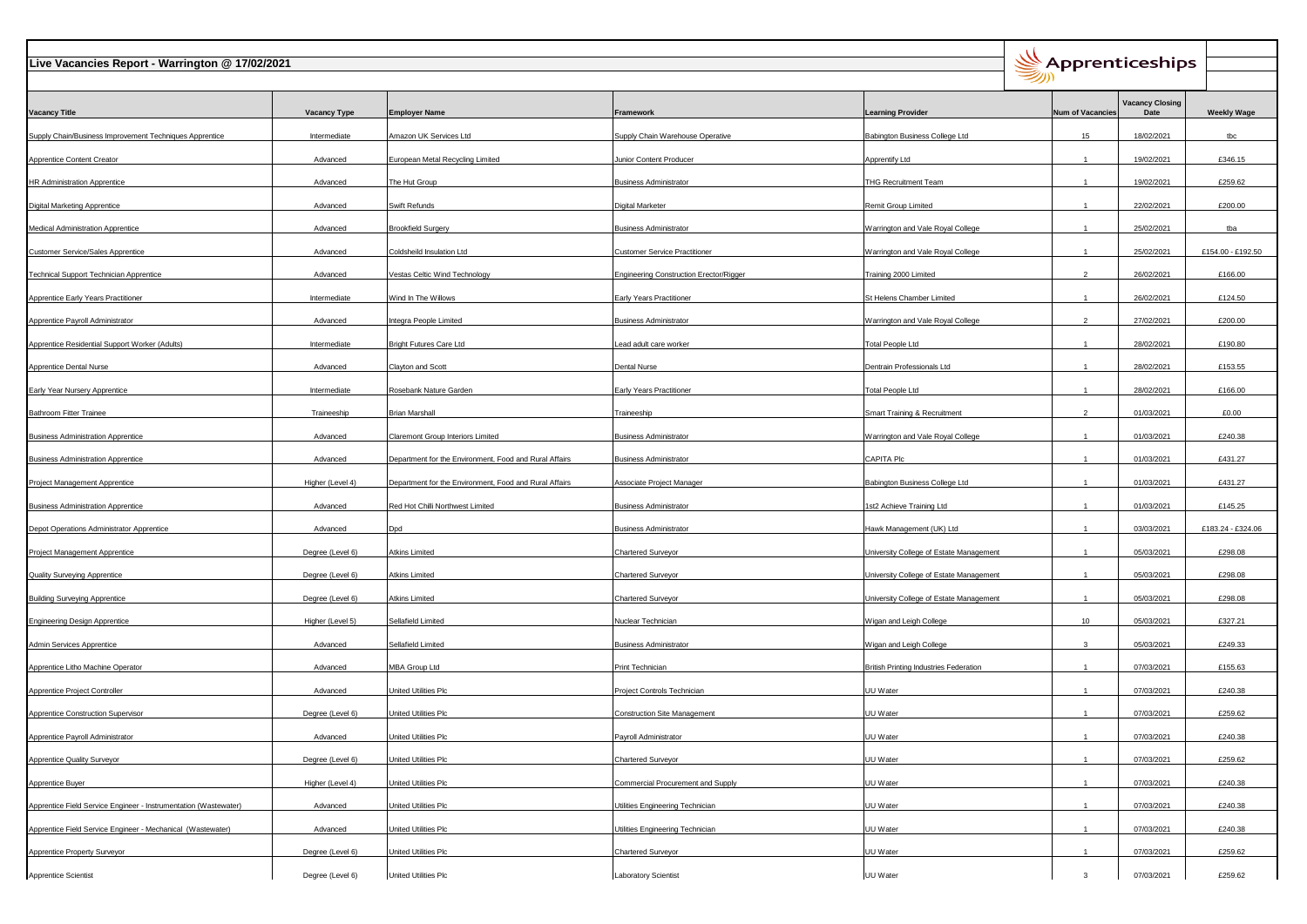# Live Vacancies Report - Warrington @ 17/02/2021

Apprenticeships

| Vacancy Title | Vacancy Type | Employer Name | Framework | Learning Provider | Num of Vacancies | Vacancy Closing Date | Weekly Wage |
|---|---|---|---|---|---|---|---|
| Supply Chain/Business Improvement Techniques Apprentice | Intermediate | Amazon UK Services Ltd | Supply Chain Warehouse Operative | Babington Business College Ltd | 15 | 18/02/2021 | tbc |
| Apprentice Content Creator | Advanced | European Metal Recycling Limited | Junior Content Producer | Apprentify Ltd | 1 | 19/02/2021 | £346.15 |
| HR Administration Apprentice | Advanced | The Hut Group | Business Administrator | THG Recruitment Team | 1 | 19/02/2021 | £259.62 |
| Digital Marketing Apprentice | Advanced | Swift Refunds | Digital Marketer | Remit Group Limited | 1 | 22/02/2021 | £200.00 |
| Medical Administration Apprentice | Advanced | Brookfield Surgery | Business Administrator | Warrington and Vale Royal College | 1 | 25/02/2021 | tba |
| Customer Service/Sales Apprentice | Advanced | Coldsheild Insulation Ltd | Customer Service Practitioner | Warrington and Vale Royal College | 1 | 25/02/2021 | £154.00 - £192.50 |
| Technical Support Technician Apprentice | Advanced | Vestas Celtic Wind Technology | Engineering Construction Erector/Rigger | Training 2000 Limited | 2 | 26/02/2021 | £166.00 |
| Apprentice Early Years Practitioner | Intermediate | Wind In The Willows | Early Years Practitioner | St Helens Chamber Limited | 1 | 26/02/2021 | £124.50 |
| Apprentice Payroll Administrator | Advanced | Integra People Limited | Business Administrator | Warrington and Vale Royal College | 2 | 27/02/2021 | £200.00 |
| Apprentice Residential Support Worker (Adults) | Intermediate | Bright Futures Care Ltd | Lead adult care worker | Total People Ltd | 1 | 28/02/2021 | £190.80 |
| Apprentice Dental Nurse | Advanced | Clayton and Scott | Dental Nurse | Dentrain Professionals Ltd | 1 | 28/02/2021 | £153.55 |
| Early Year Nursery Apprentice | Intermediate | Rosebank Nature Garden | Early Years Practitioner | Total People Ltd | 1 | 28/02/2021 | £166.00 |
| Bathroom Fitter Trainee | Traineeship | Brian Marshall | Traineeship | Smart Training & Recruitment | 2 | 01/03/2021 | £0.00 |
| Business Administration Apprentice | Advanced | Claremont Group Interiors Limited | Business Administrator | Warrington and Vale Royal College | 1 | 01/03/2021 | £240.38 |
| Business Administration Apprentice | Advanced | Department for the Environment, Food and Rural Affairs | Business Administrator | CAPITA Plc | 1 | 01/03/2021 | £431.27 |
| Project Management Apprentice | Higher (Level 4) | Department for the Environment, Food and Rural Affairs | Associate Project Manager | Babington Business College Ltd | 1 | 01/03/2021 | £431.27 |
| Business Administration Apprentice | Advanced | Red Hot Chilli Northwest Limited | Business Administrator | 1st2 Achieve Training Ltd | 1 | 01/03/2021 | £145.25 |
| Depot Operations Administrator Apprentice | Advanced | Dpd | Business Administrator | Hawk Management (UK) Ltd | 1 | 03/03/2021 | £183.24 - £324.06 |
| Project Management Apprentice | Degree (Level 6) | Atkins Limited | Chartered Surveyor | University College of Estate Management | 1 | 05/03/2021 | £298.08 |
| Quality Surveying Apprentice | Degree (Level 6) | Atkins Limited | Chartered Surveyor | University College of Estate Management | 1 | 05/03/2021 | £298.08 |
| Building Surveying Apprentice | Degree (Level 6) | Atkins Limited | Chartered Surveyor | University College of Estate Management | 1 | 05/03/2021 | £298.08 |
| Engineering Design Apprentice | Higher (Level 5) | Sellafield Limited | Nuclear Technician | Wigan and Leigh College | 10 | 05/03/2021 | £327.21 |
| Admin Services Apprentice | Advanced | Sellafield Limited | Business Administrator | Wigan and Leigh College | 3 | 05/03/2021 | £249.33 |
| Apprentice Litho Machine Operator | Advanced | MBA Group Ltd | Print Technician | British Printing Industries Federation | 1 | 07/03/2021 | £155.63 |
| Apprentice Project Controller | Advanced | United Utilities Plc | Project Controls Technician | UU Water | 1 | 07/03/2021 | £240.38 |
| Apprentice Construction Supervisor | Degree (Level 6) | United Utilities Plc | Construction Site Management | UU Water | 1 | 07/03/2021 | £259.62 |
| Apprentice Payroll Administrator | Advanced | United Utilities Plc | Payroll Administrator | UU Water | 1 | 07/03/2021 | £240.38 |
| Apprentice Quality Surveyor | Degree (Level 6) | United Utilities Plc | Chartered Surveyor | UU Water | 1 | 07/03/2021 | £259.62 |
| Apprentice Buyer | Higher (Level 4) | United Utilities Plc | Commercial Procurement and Supply | UU Water | 1 | 07/03/2021 | £240.38 |
| Apprentice Field Service Engineer - Instrumentation (Wastewater) | Advanced | United Utilities Plc | Utilities Engineering Technician | UU Water | 1 | 07/03/2021 | £240.38 |
| Apprentice Field Service Engineer - Mechanical (Wastewater) | Advanced | United Utilities Plc | Utilities Engineering Technician | UU Water | 1 | 07/03/2021 | £240.38 |
| Apprentice Property Surveyor | Degree (Level 6) | United Utilities Plc | Chartered Surveyor | UU Water | 1 | 07/03/2021 | £259.62 |
| Apprentice Scientist | Degree (Level 6) | United Utilities Plc | Laboratory Scientist | UU Water | 3 | 07/03/2021 | £259.62 |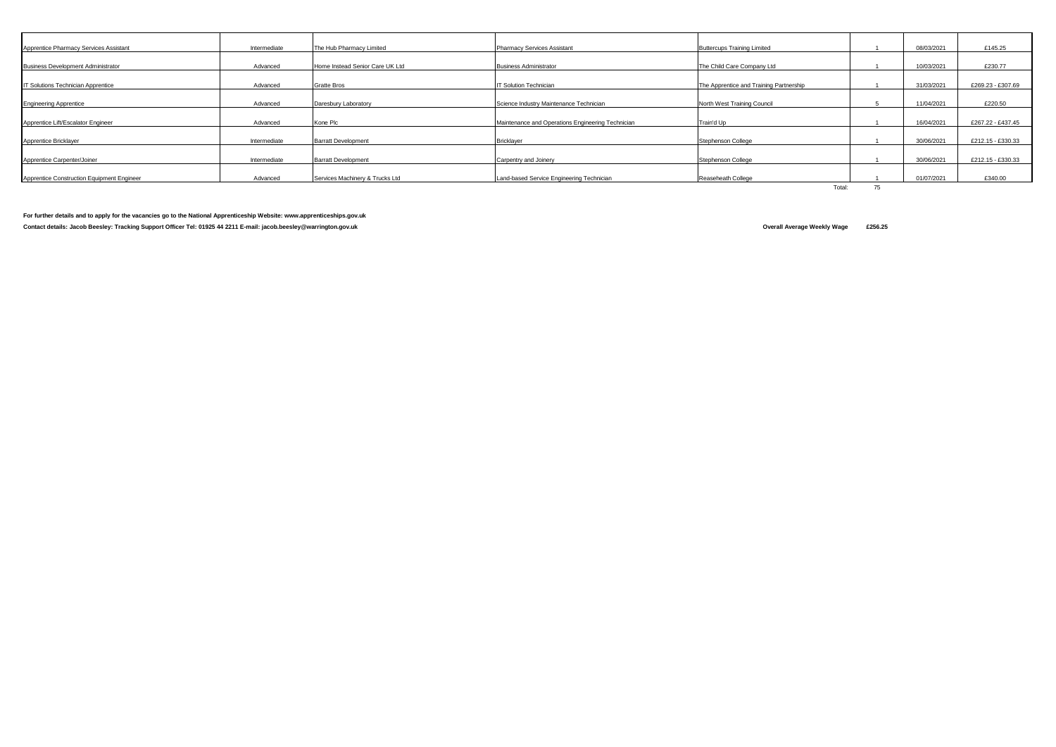| | | | | | | | |
|---|---|---|---|---|---|---|---|
| Apprentice Pharmacy Services Assistant | Intermediate | The Hub Pharmacy Limited | Pharmacy Services Assistant | Buttercups Training Limited | 1 | 08/03/2021 | £145.25 |
| Business Development Administrator | Advanced | Home Instead Senior Care UK Ltd | Business Administrator | The Child Care Company Ltd | 1 | 10/03/2021 | £230.77 |
| IT Solutions Technician Apprentice | Advanced | Gratte Bros | IT Solution Technician | The Apprentice and Training Partnership | 1 | 31/03/2021 | £269.23 - £307.69 |
| Engineering Apprentice | Advanced | Daresbury Laboratory | Science Industry Maintenance Technician | North West Training Council | 5 | 11/04/2021 | £220.50 |
| Apprentice Lift/Escalator Engineer | Advanced | Kone Plc | Maintenance and Operations Engineering Technician | Train'd Up | 1 | 16/04/2021 | £267.22 - £437.45 |
| Apprentice Bricklayer | Intermediate | Barratt Development | Bricklayer | Stephenson College | 1 | 30/06/2021 | £212.15 - £330.33 |
| Apprentice Carpenter/Joiner | Intermediate | Barratt Development | Carpentry and Joinery | Stephenson College | 1 | 30/06/2021 | £212.15 - £330.33 |
| Apprentice Construction Equipment Engineer | Advanced | Services Machinery & Trucks Ltd | Land-based Service Engineering Technician | Reaseheath College | 1 | 01/07/2021 | £340.00 |
| | | | | Total: | 75 | | |

**For further details and to apply for the vacancies go to the National Apprenticeship Website: www.apprenticeships.gov.uk**

**Contact details: Jacob Beesley: Tracking Support Officer Tel: 01925 44 2211 E-mail: jacob.beesley@warrington.gov.uk**

**Overall Average Weekly Wage £256.25**